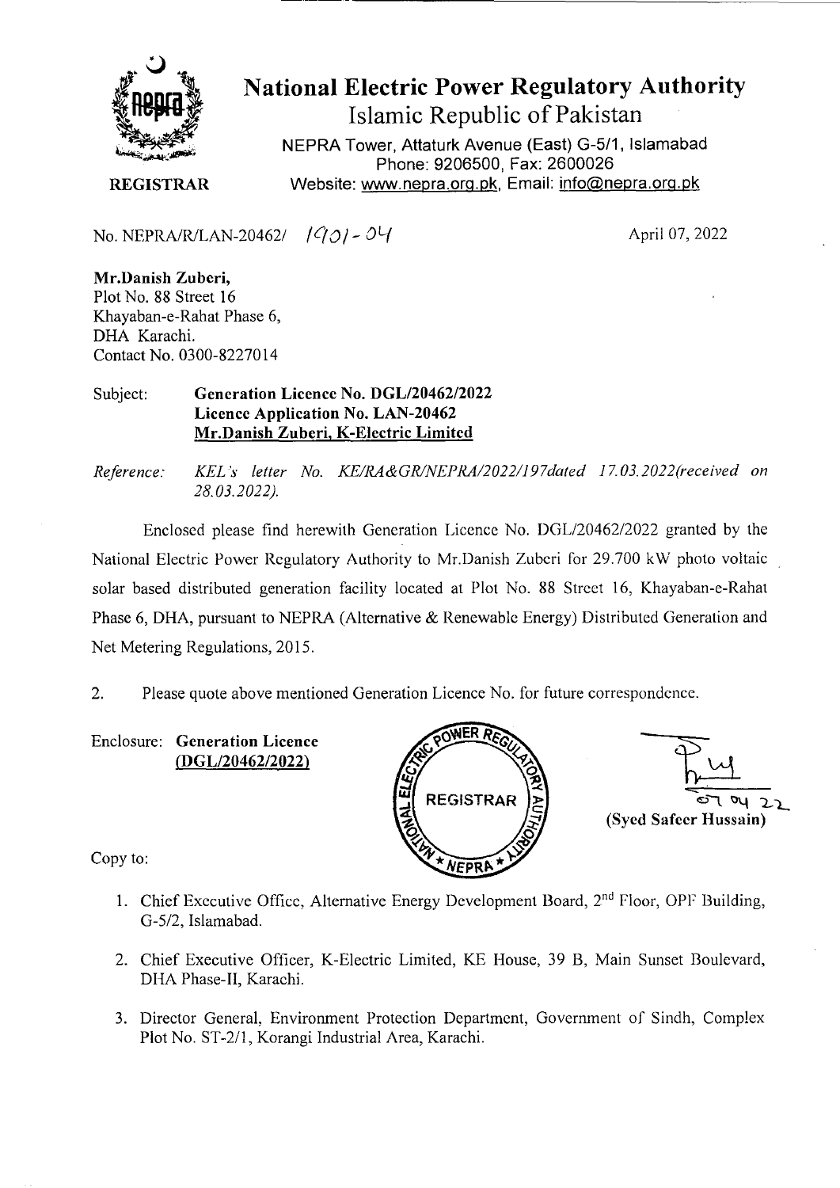# National Electric Power Regulatory Authority

Islamic Republic of Pakistan

NEPRA Tower, Attaturk Avenue (East) G-5/1, Islamabad
Phone: 9206500, Fax: 2600026
Website: www.nepra.org.pk, Email: info@nepra.org.pk

**REGISTRAR**

No. NEPRA/R/LAN-20462/ 1901-04

April 07, 2022

**Mr.Danish Zuberi,**
Plot No. 88 Street 16
Khayaban-e-Rahat Phase 6,
DHA Karachi.
Contact No. 0300-8227014

Subject: **Generation Licence No. DGL/20462/2022**
**Licence Application No. LAN-20462**
**Mr.Danish Zuberi, K-Electric Limited**

*Reference: KEL's letter No. KE/RA&GR/NEPRA/2022/197dated 17.03.2022(received on 28.03.2022).*

Enclosed please find herewith Generation Licence No. DGL/20462/2022 granted by the National Electric Power Regulatory Authority to Mr.Danish Zuberi for 29.700 kW photo voltaic solar based distributed generation facility located at Plot No. 88 Street 16, Khayaban-e-Rahat Phase 6, DHA, pursuant to NEPRA (Alternative & Renewable Energy) Distributed Generation and Net Metering Regulations, 2015.

2. Please quote above mentioned Generation Licence No. for future correspondence.

Enclosure: **Generation Licence**
**(DGL/20462/2022)**

07 04 22
**(Syed Safeer Hussain)**

Copy to:

1. Chief Executive Office, Alternative Energy Development Board, 2nd Floor, OPF Building, G-5/2, Islamabad.
2. Chief Executive Officer, K-Electric Limited, KE House, 39 B, Main Sunset Boulevard, DHA Phase-II, Karachi.
3. Director General, Environment Protection Department, Government of Sindh, Complex Plot No. ST-2/1, Korangi Industrial Area, Karachi.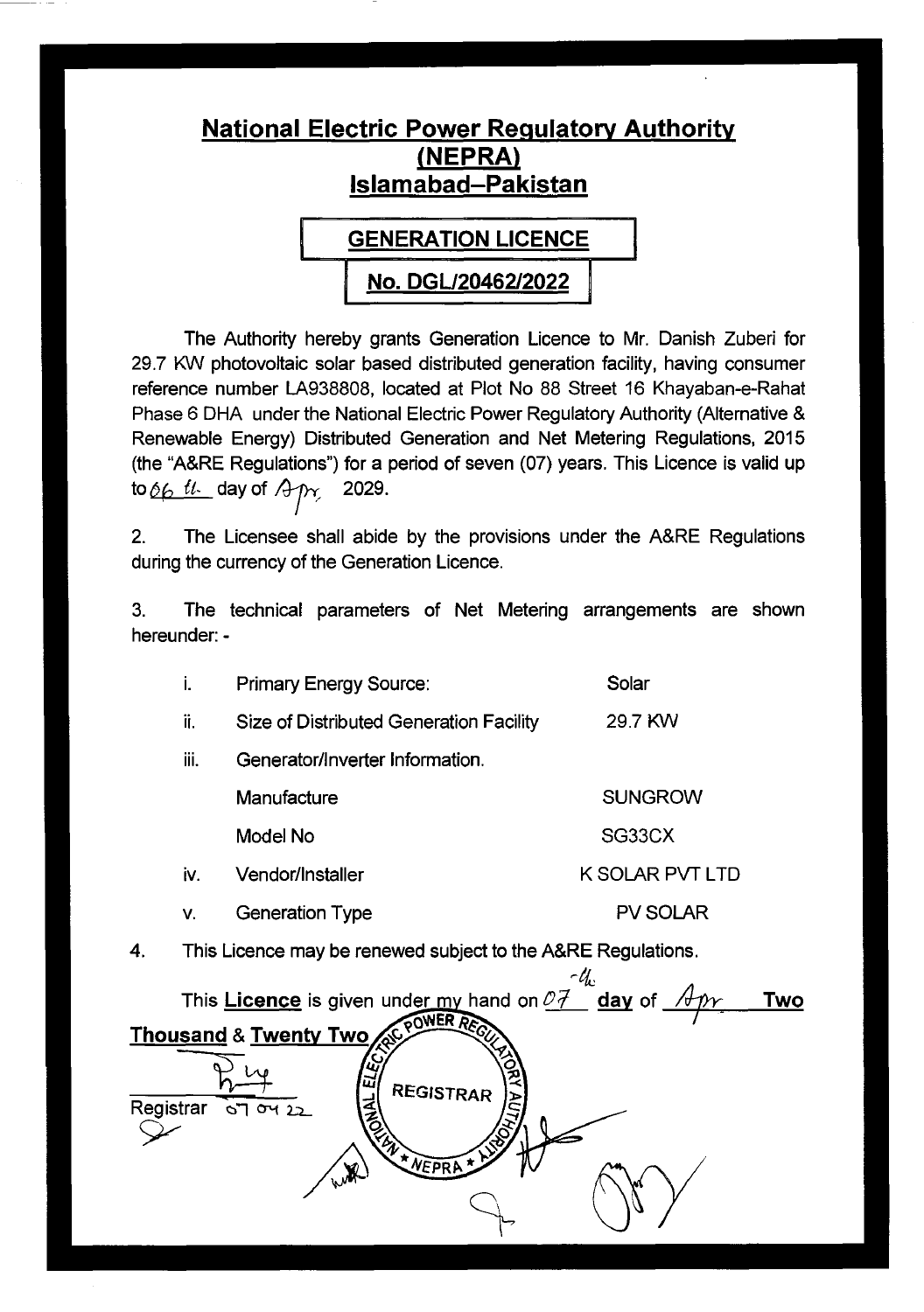# National Electric Power Regulatory Authority (NEPRA) Islamabad–Pakistan

## GENERATION LICENCE

## No. DGL/20462/2022

The Authority hereby grants Generation Licence to Mr. Danish Zuberi for 29.7 KW photovoltaic solar based distributed generation facility, having consumer reference number LA938808, located at Plot No 88 Street 16 Khayaban-e-Rahat Phase 6 DHA under the National Electric Power Regulatory Authority (Alternative & Renewable Energy) Distributed Generation and Net Metering Regulations, 2015 (the "A&RE Regulations") for a period of seven (07) years. This Licence is valid up to 06 th day of Apr 2029.

2. The Licensee shall abide by the provisions under the A&RE Regulations during the currency of the Generation Licence.

3. The technical parameters of Net Metering arrangements are shown hereunder: -

| | | |
|---|---|---|
| i. | Primary Energy Source: | Solar |
| ii. | Size of Distributed Generation Facility | 29.7 KW |
| iii. | Generator/Inverter Information. | |
| | Manufacture | SUNGROW |
| | Model No | SG33CX |
| iv. | Vendor/Installer | K SOLAR PVT LTD |
| v. | Generation Type | PV SOLAR |

4. This Licence may be renewed subject to the A&RE Regulations.

This **Licence** is given under my hand on 07th **day** of Apr **Two Thousand** & **Twenty Two**

Registrar 07 04 22

REGISTRAR
NATIONAL ELECTRIC POWER REGULATORY AUTHORITY
NEPRA